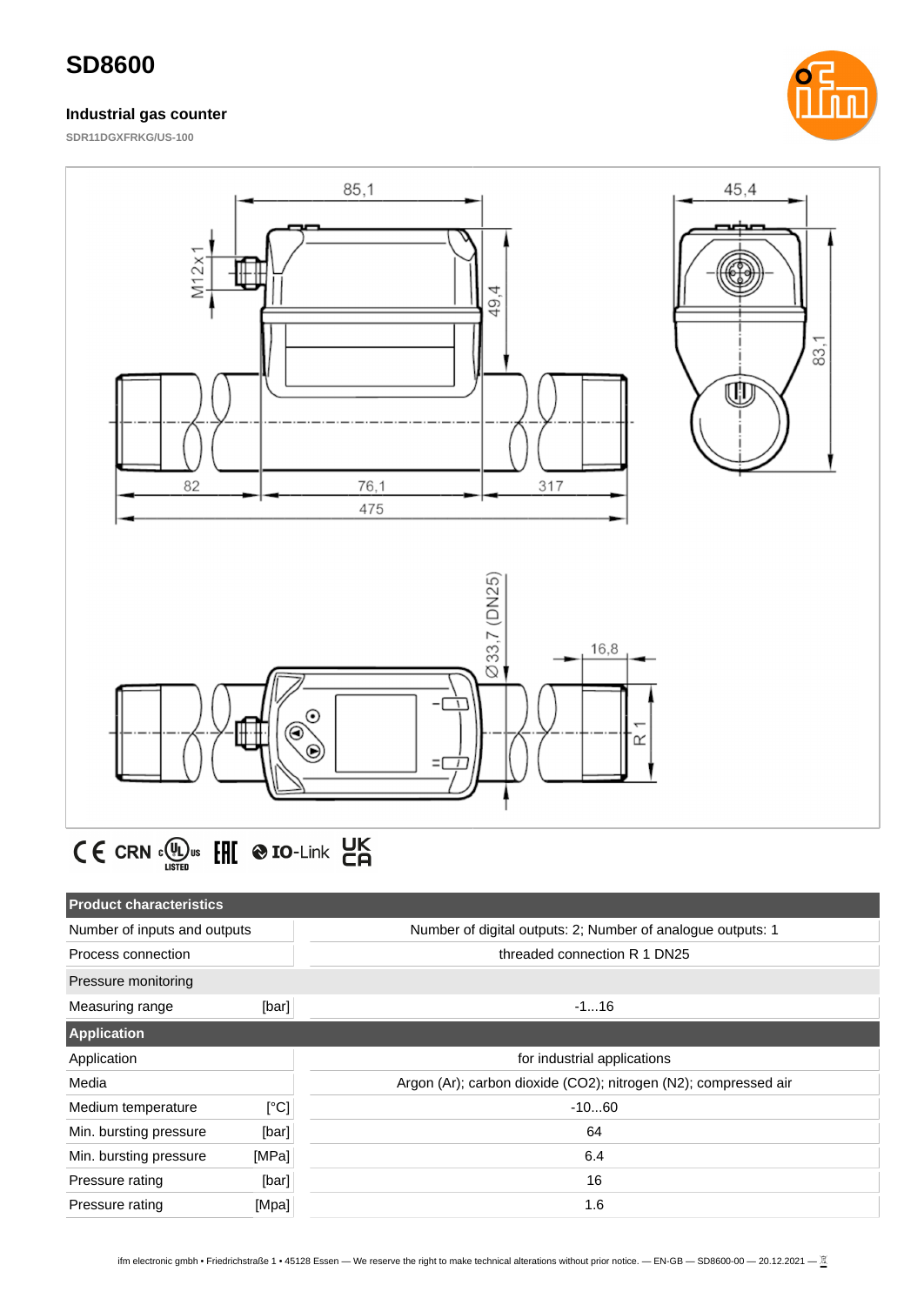# SD8600

## Industrial gas counter

SDR11DGXFRKG/US-100

| Product characteristics | | |
|---|---|---|
| Number of inputs and outputs | | Number of digital outputs: 2; Number of analogue outputs: 1 |
| Process connection | | threaded connection R 1 DN25 |
| **Pressure monitoring** | | |
| Measuring range | [bar] | -1...16 |
| **Application** | | |
| Application | | for industrial applications |
| Media | | Argon (Ar); carbon dioxide ($CO_2$); nitrogen ($N_2$); compressed air |
| Medium temperature | [°C] | -10...60 |
| Min. bursting pressure | [bar] | 64 |
| Min. bursting pressure | [MPa] | 6.4 |
| Pressure rating | [bar] | 16 |
| Pressure rating | [Mpa] | 1.6 |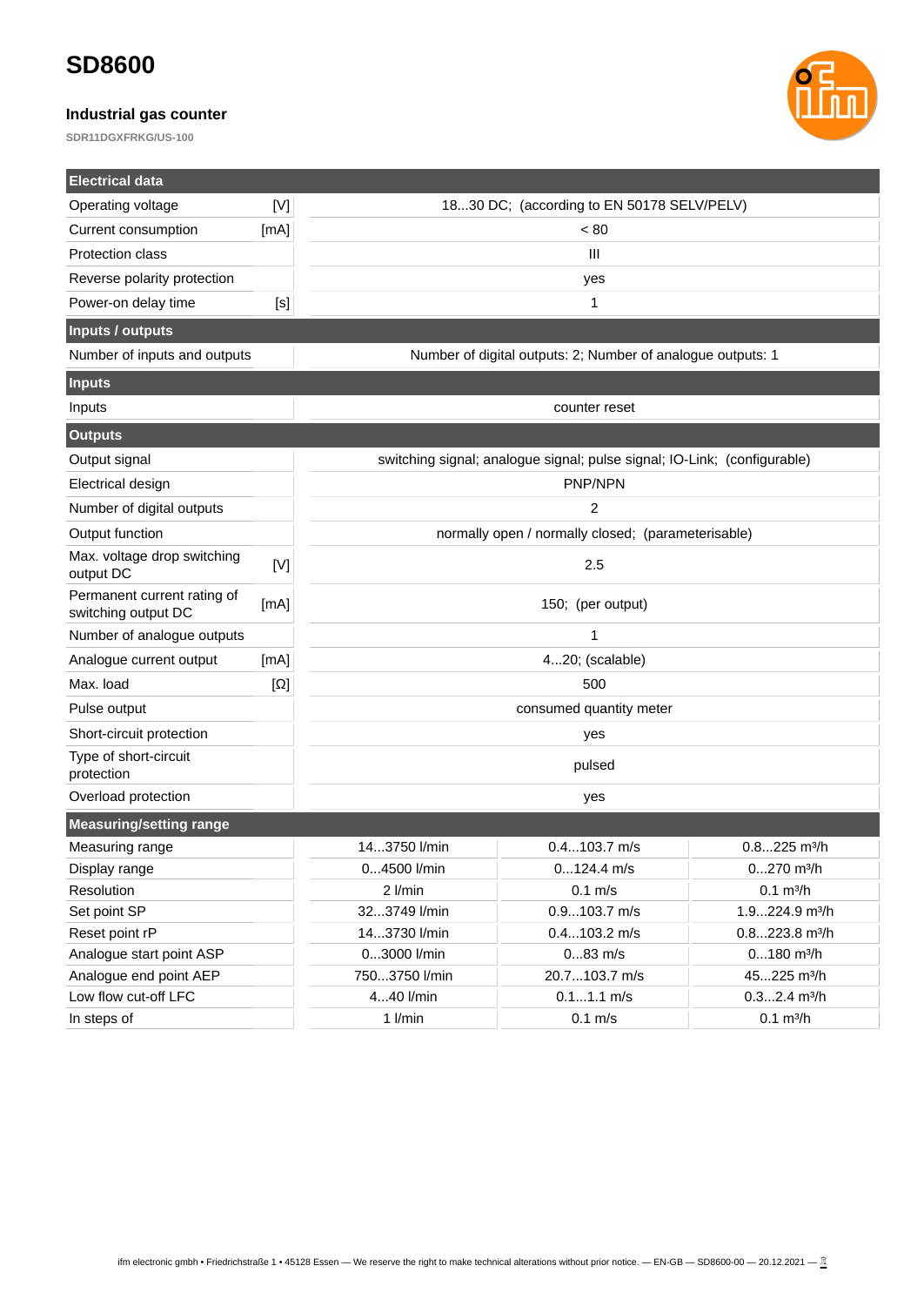# SD8600

### Industrial gas counter

SDR11DGXFRKG/US-100

| Electrical data | | |
|---|---|---|
| Operating voltage | [V] | 18...30 DC; (according to EN 50178 SELV/PELV) |
| Current consumption | [mA] | < 80 |
| Protection class | | III |
| Reverse polarity protection | | yes |
| Power-on delay time | [s] | 1 |

| Inputs / outputs | |
|---|---|
| Number of inputs and outputs | Number of digital outputs: 2; Number of analogue outputs: 1 |

| Inputs | |
|---|---|
| Inputs | counter reset |

| Outputs | | |
|---|---|---|
| Output signal | | switching signal; analogue signal; pulse signal; IO-Link; (configurable) |
| Electrical design | | PNP/NPN |
| Number of digital outputs | | 2 |
| Output function | | normally open / normally closed; (parameterisable) |
| Max. voltage drop switching output DC | [V] | 2.5 |
| Permanent current rating of switching output DC | [mA] | 150; (per output) |
| Number of analogue outputs | | 1 |
| Analogue current output | [mA] | 4...20; (scalable) |
| Max. load | [Ω] | 500 |
| Pulse output | | consumed quantity meter |
| Short-circuit protection | | yes |
| Type of short-circuit protection | | pulsed |
| Overload protection | | yes |

| Measuring/setting range | | | |
|---|---|---|---|
| Measuring range | 14...3750 l/min | 0.4...103.7 m/s | 0.8...225 m³/h |
| Display range | 0...4500 l/min | 0...124.4 m/s | 0...270 m³/h |
| Resolution | 2 l/min | 0.1 m/s | 0.1 m³/h |
| Set point SP | 32...3749 l/min | 0.9...103.7 m/s | 1.9...224.9 m³/h |
| Reset point rP | 14...3730 l/min | 0.4...103.2 m/s | 0.8...223.8 m³/h |
| Analogue start point ASP | 0...3000 l/min | 0...83 m/s | 0...180 m³/h |
| Analogue end point AEP | 750...3750 l/min | 20.7...103.7 m/s | 45...225 m³/h |
| Low flow cut-off LFC | 4...40 l/min | 0.1...1.1 m/s | 0.3...2.4 m³/h |
| In steps of | 1 l/min | 0.1 m/s | 0.1 m³/h |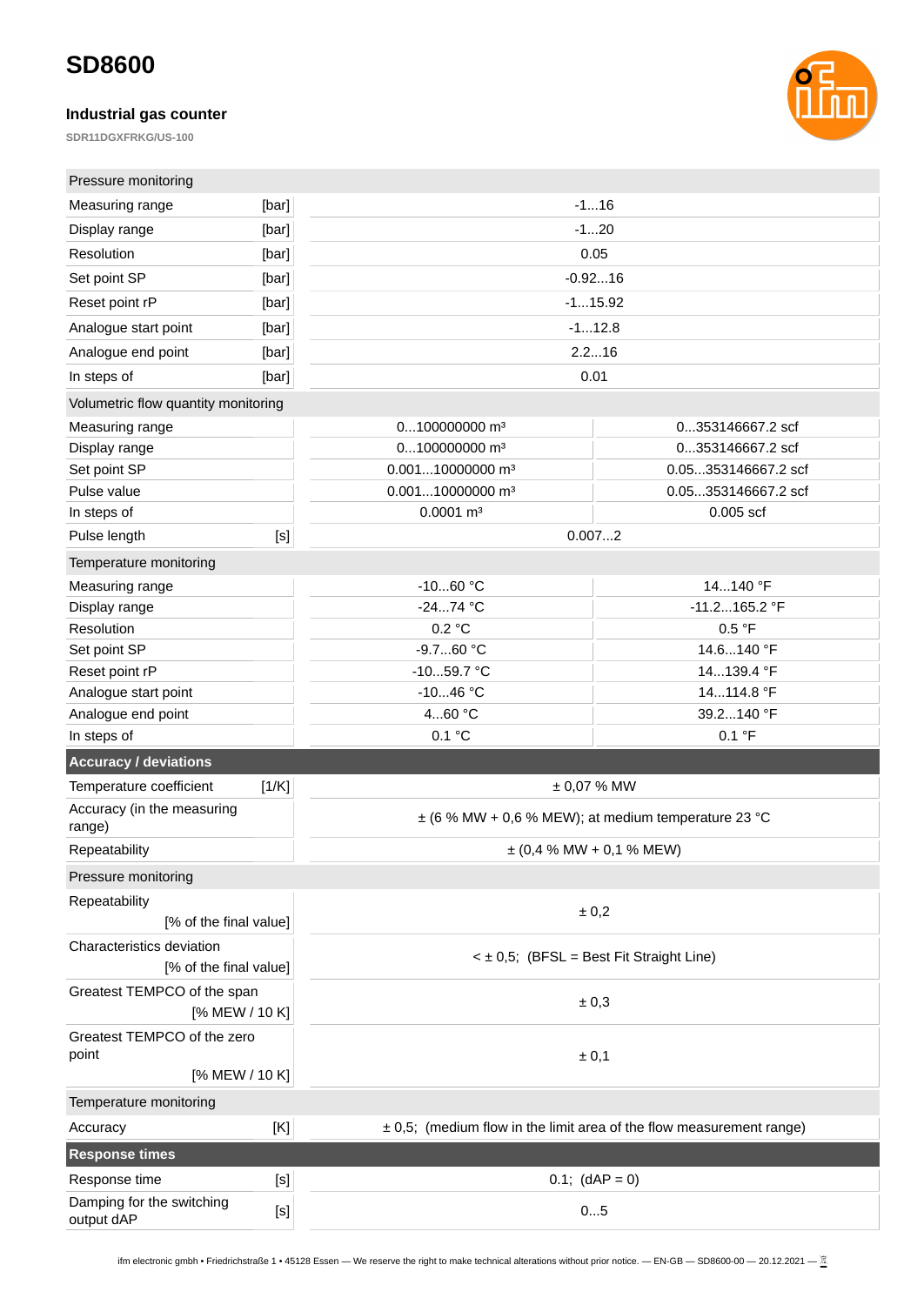# SD8600

### Industrial gas counter

SDR11DGXFRKG/US-100

| Pressure monitoring | | | |
|---|---|---|---|
| Measuring range | [bar] | -1...16 | |
| Display range | [bar] | -1...20 | |
| Resolution | [bar] | 0.05 | |
| Set point SP | [bar] | -0.92...16 | |
| Reset point rP | [bar] | -1...15.92 | |
| Analogue start point | [bar] | -1...12.8 | |
| Analogue end point | [bar] | 2.2...16 | |
| In steps of | [bar] | 0.01 | |
| **Volumetric flow quantity monitoring** | | | |
| Measuring range | | 0...100000000 m³ | 0...353146667.2 scf |
| Display range | | 0...100000000 m³ | 0...353146667.2 scf |
| Set point SP | | 0.001...10000000 m³ | 0.05...353146667.2 scf |
| Pulse value | | 0.001...10000000 m³ | 0.05...353146667.2 scf |
| In steps of | | 0.0001 m³ | 0.005 scf |
| Pulse length | [s] | 0.007...2 | |
| **Temperature monitoring** | | | |
| Measuring range | | -10...60 °C | 14...140 °F |
| Display range | | -24...74 °C | -11.2...165.2 °F |
| Resolution | | 0.2 °C | 0.5 °F |
| Set point SP | | -9.7...60 °C | 14.6...140 °F |
| Reset point rP | | -10...59.7 °C | 14...139.4 °F |
| Analogue start point | | -10...46 °C | 14...114.8 °F |
| Analogue end point | | 4...60 °C | 39.2...140 °F |
| In steps of | | 0.1 °C | 0.1 °F |

| **Accuracy / deviations** | | |
|---|---|---|
| Temperature coefficient | [1/K] | ± 0,07 % MW |
| Accuracy (in the measuring range) | | ± (6 % MW + 0,6 % MEW); at medium temperature 23 °C |
| Repeatability | | ± (0,4 % MW + 0,1 % MEW) |
| **Pressure monitoring** | | |
| Repeatability | [% of the final value] | ± 0,2 |
| Characteristics deviation | [% of the final value] | < ± 0,5; (BFSL = Best Fit Straight Line) |
| Greatest TEMPCO of the span | [% MEW / 10 K] | ± 0,3 |
| Greatest TEMPCO of the zero point | [% MEW / 10 K] | ± 0,1 |
| **Temperature monitoring** | | |
| Accuracy | [K] | ± 0,5; (medium flow in the limit area of the flow measurement range) |

| **Response times** | | |
|---|---|---|
| Response time | [s] | 0.1; (dAP = 0) |
| Damping for the switching output dAP | [s] | 0...5 |

ifm electronic gmbh • Friedrichstraße 1 • 45128 Essen — We reserve the right to make technical alterations without prior notice. — EN-GB — SD8600-00 — 20.12.2021 —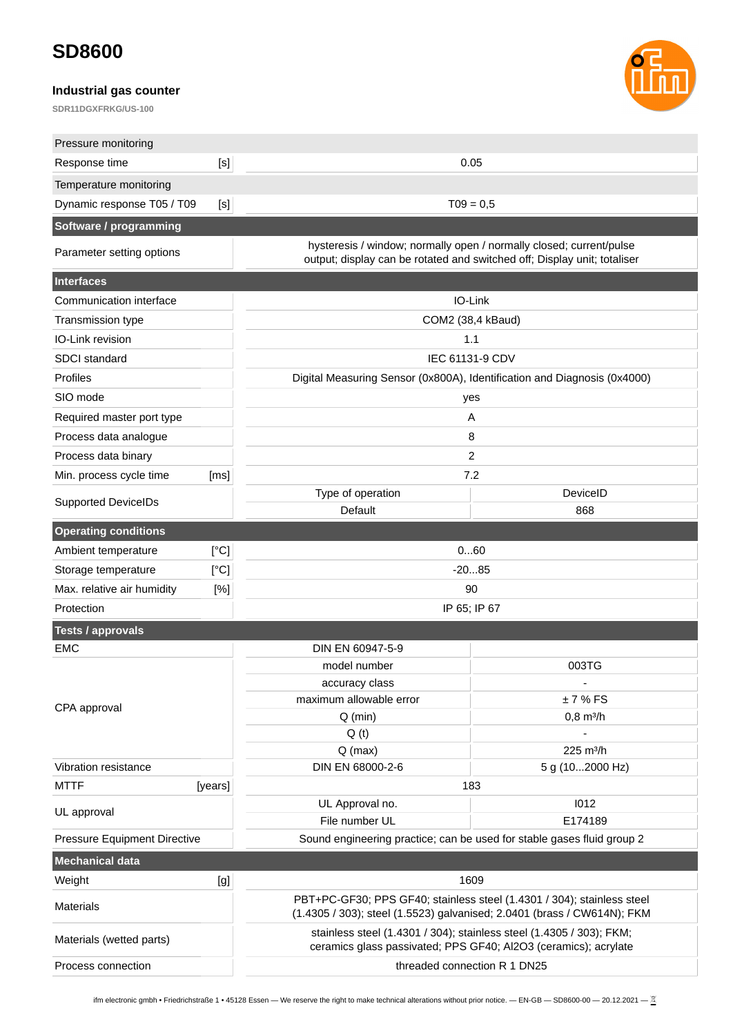# SD8600

### Industrial gas counter

**SDR11DGXFRKG/US-100**

| | | | |
|---|---|---|---|
| **Pressure monitoring** | | | |
| Response time | [s] | 0.05 | |
| **Temperature monitoring** | | | |
| Dynamic response T05 / T09 | [s] | T09 = 0,5 | |
| **Software / programming** | | | |
| Parameter setting options | | hysteresis / window; normally open / normally closed; current/pulse output; display can be rotated and switched off; Display unit; totaliser | |
| **Interfaces** | | | |
| Communication interface | | IO-Link | |
| Transmission type | | COM2 (38,4 kBaud) | |
| IO-Link revision | | 1.1 | |
| SDCI standard | | IEC 61131-9 CDV | |
| Profiles | | Digital Measuring Sensor (0x800A), Identification and Diagnosis (0x4000) | |
| SIO mode | | yes | |
| Required master port type | | A | |
| Process data analogue | | 8 | |
| Process data binary | | 2 | |
| Min. process cycle time | [ms] | 7.2 | |
| Supported DeviceIDs | | Type of operation | DeviceID |
| | | Default | 868 |
| **Operating conditions** | | | |
| Ambient temperature | [°C] | 0...60 | |
| Storage temperature | [°C] | -20...85 | |
| Max. relative air humidity | [%] | 90 | |
| Protection | | IP 65; IP 67 | |
| **Tests / approvals** | | | |
| EMC | | DIN EN 60947-5-9 | |
| CPA approval | | model number | 003TG |
| | | accuracy class | - |
| | | maximum allowable error | ± 7 % FS |
| | | Q (min) | 0,8 m³/h |
| | | Q (t) | - |
| | | Q (max) | 225 m³/h |
| Vibration resistance | | DIN EN 68000-2-6 | 5 g (10...2000 Hz) |
| MTTF | [years] | 183 | |
| UL approval | | UL Approval no. | I012 |
| | | File number UL | E174189 |
| Pressure Equipment Directive | | Sound engineering practice; can be used for stable gases fluid group 2 | |
| **Mechanical data** | | | |
| Weight | [g] | 1609 | |
| Materials | | PBT+PC-GF30; PPS GF40; stainless steel (1.4301 / 304); stainless steel (1.4305 / 303); steel (1.5523) galvanised; 2.0401 (brass / CW614N); FKM | |
| Materials (wetted parts) | | stainless steel (1.4301 / 304); stainless steel (1.4305 / 303); FKM; ceramics glass passivated; PPS GF40; $Al_2O_3$ (ceramics); acrylate | |
| Process connection | | threaded connection R 1 DN25 | |

ifm electronic gmbh • Friedrichstraße 1 • 45128 Essen — We reserve the right to make technical alterations without prior notice. — EN-GB — SD8600-00 — 20.12.2021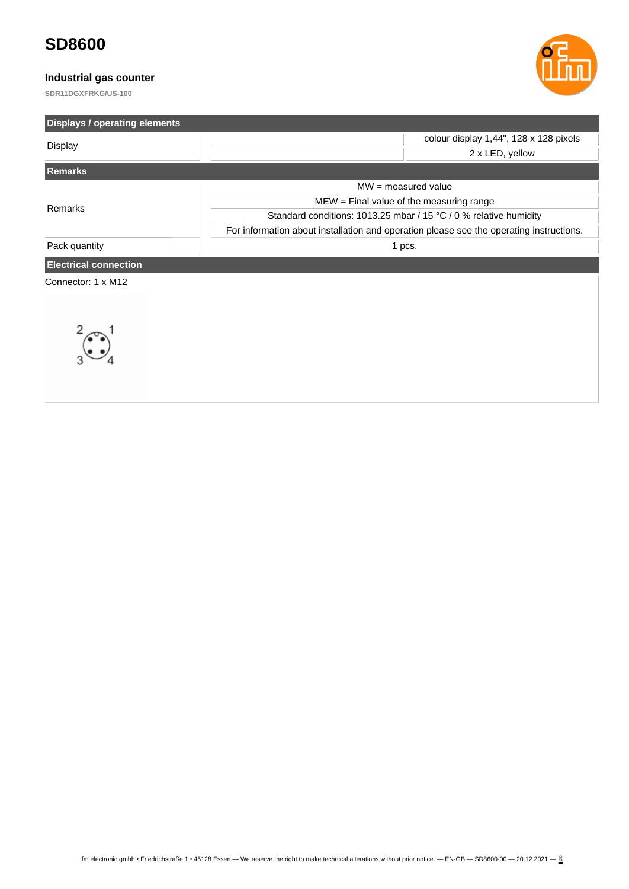# SD8600

### Industrial gas counter

**SDR11DGXFRKG/US-100**

| Displays / operating elements | | |
|---|---|---|
| Display | | colour display 1,44", 128 x 128 pixels |
| | | 2 x LED, yellow |

| Remarks | |
|---|---|
| Remarks | MW = measured value |
| | MEW = Final value of the measuring range |
| | Standard conditions: 1013.25 mbar / 15 °C / 0 % relative humidity |
| | For information about installation and operation please see the operating instructions. |
| Pack quantity | 1 pcs. |

**Electrical connection**

Connector: 1 x M12

2 1
3 4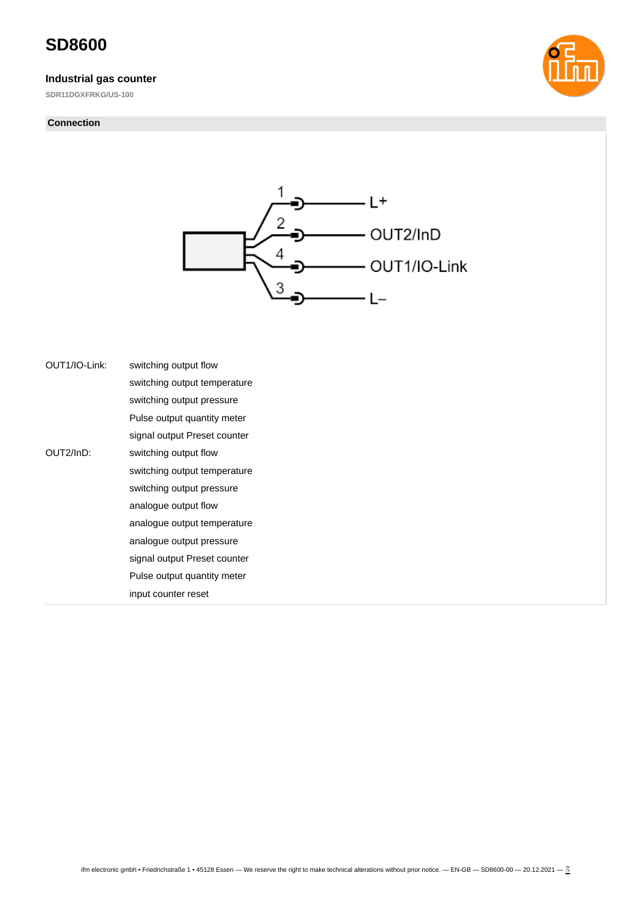# SD8600

### Industrial gas counter

SDR11DGXFRKG/US-100

## Connection

1 L+

2 OUT2/InD

4 OUT1/IO-Link

3 L–

| | |
|---|---|
| OUT1/IO-Link: | switching output flow |
| | switching output temperature |
| | switching output pressure |
| | Pulse output quantity meter |
| | signal output Preset counter |
| OUT2/InD: | switching output flow |
| | switching output temperature |
| | switching output pressure |
| | analogue output flow |
| | analogue output temperature |
| | analogue output pressure |
| | signal output Preset counter |
| | Pulse output quantity meter |
| | input counter reset |